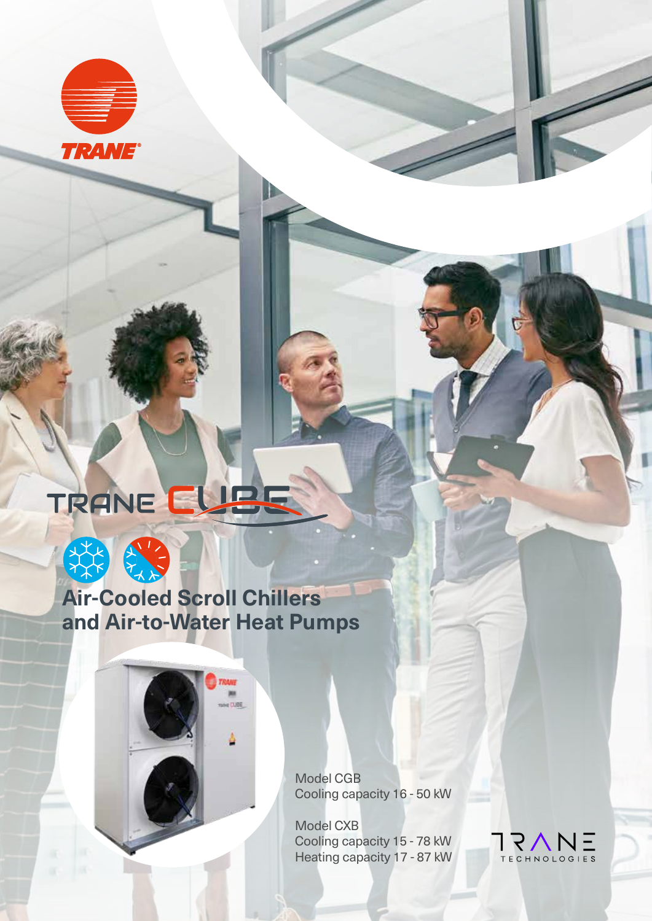# TRANE CUBE

## Air-Cooled Scroll Chillers and Air-to-Water Heat Pumps

Model CGB
Cooling capacity 16 - 50 kW

Model CXB
Cooling capacity 15 - 78 kW
Heating capacity 17 - 87 kW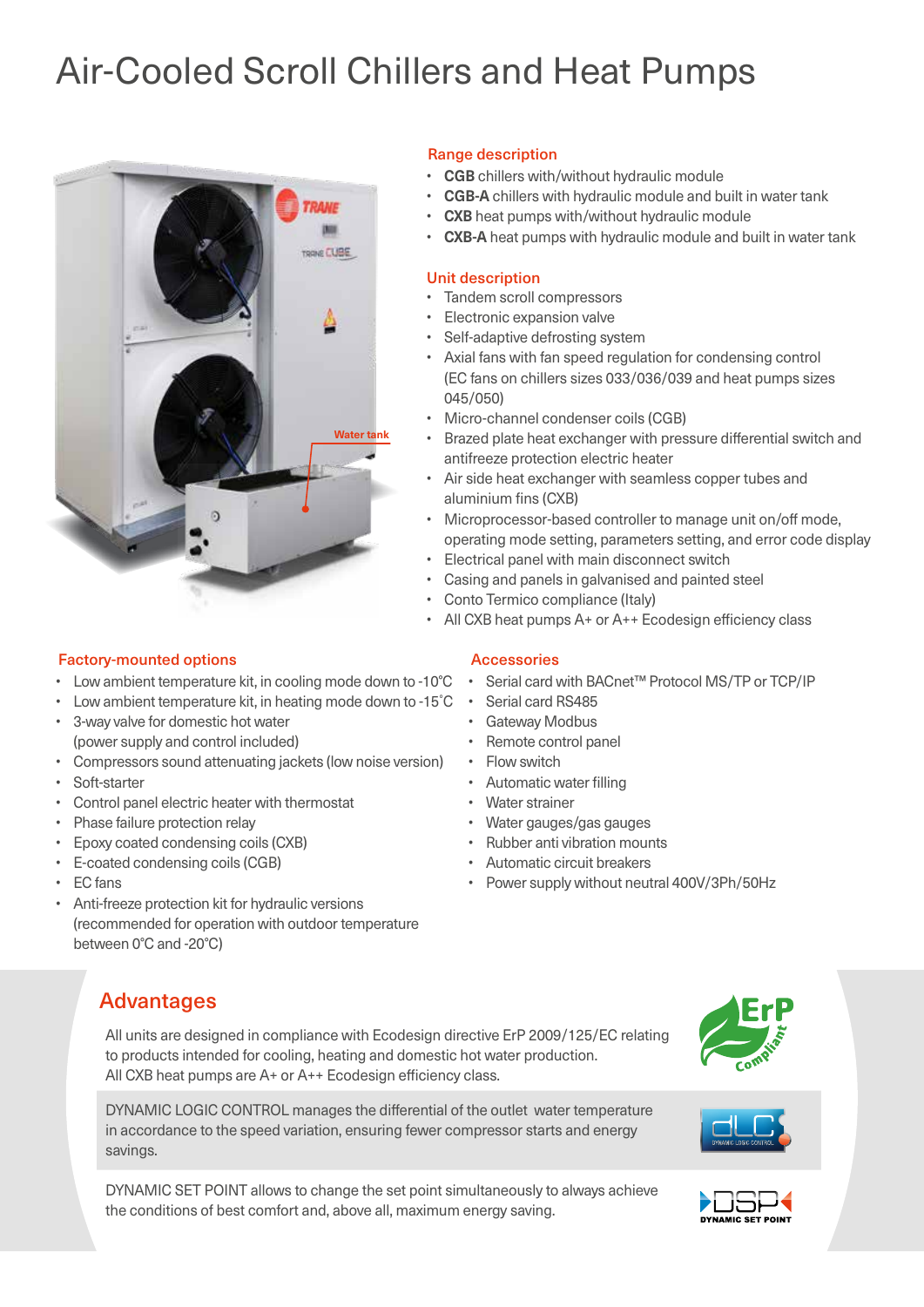# Air-Cooled Scroll Chillers and Heat Pumps

Water tank

## Range description

- **CGB** chillers with/without hydraulic module
- **CGB-A** chillers with hydraulic module and built in water tank
- **CXB** heat pumps with/without hydraulic module
- **CXB-A** heat pumps with hydraulic module and built in water tank

## Unit description

- Tandem scroll compressors
- Electronic expansion valve
- Self-adaptive defrosting system
- Axial fans with fan speed regulation for condensing control (EC fans on chillers sizes 033/036/039 and heat pumps sizes 045/050)
- Micro-channel condenser coils (CGB)
- Brazed plate heat exchanger with pressure differential switch and antifreeze protection electric heater
- Air side heat exchanger with seamless copper tubes and aluminium fins (CXB)
- Microprocessor-based controller to manage unit on/off mode, operating mode setting, parameters setting, and error code display
- Electrical panel with main disconnect switch
- Casing and panels in galvanised and painted steel
- Conto Termico compliance (Italy)
- All CXB heat pumps A+ or A++ Ecodesign efficiency class

## Factory-mounted options

- Low ambient temperature kit, in cooling mode down to -10°C
- Low ambient temperature kit, in heating mode down to -15˚C
- 3-way valve for domestic hot water (power supply and control included)
- Compressors sound attenuating jackets (low noise version)
- Soft-starter
- Control panel electric heater with thermostat
- Phase failure protection relay
- Epoxy coated condensing coils (CXB)
- E-coated condensing coils (CGB)
- EC fans
- Anti-freeze protection kit for hydraulic versions (recommended for operation with outdoor temperature between 0°C and -20°C)

## Accessories

- Serial card with BACnet™ Protocol MS/TP or TCP/IP
- Serial card RS485
- Gateway Modbus
- Remote control panel
- Flow switch
- Automatic water filling
- Water strainer
- Water gauges/gas gauges
- Rubber anti vibration mounts
- Automatic circuit breakers
- Power supply without neutral 400V/3Ph/50Hz

## Advantages

All units are designed in compliance with Ecodesign directive ErP 2009/125/EC relating to products intended for cooling, heating and domestic hot water production. All CXB heat pumps are A+ or A++ Ecodesign efficiency class.

DYNAMIC LOGIC CONTROL manages the differential of the outlet water temperature in accordance to the speed variation, ensuring fewer compressor starts and energy savings.

DYNAMIC SET POINT allows to change the set point simultaneously to always achieve the conditions of best comfort and, above all, maximum energy saving.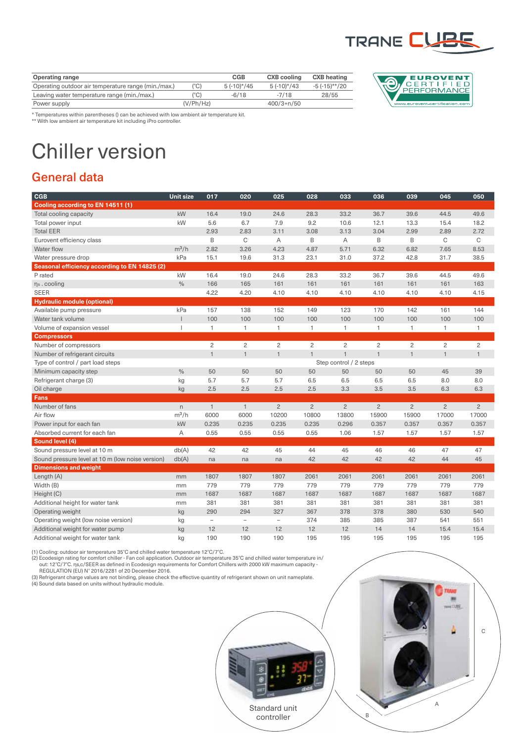| Operating range | | CGB | CXB cooling | CXB heating |
|---|---|---|---|---|
| Operating outdoor air temperature range (min./max.) | (°C) | 5 (-10)*/45 | 5 (-10)*/43 | -5 (-15)**/20 |
| Leaving water temperature range (min./max.) | (°C) | -6/18 | -7/18 | 28/55 |
| Power supply | (V/Ph/Hz) | | 400/3+n/50 | |

* Temperatures within parentheses () can be achieved with low ambient air temperature kit.
** With low ambient air temperature kit including iPro controller.

# Chiller version

## General data

| CGB | Unit size | 017 | 020 | 025 | 028 | 033 | 036 | 039 | 045 | 050 |
|---|---|---|---|---|---|---|---|---|---|---|
| **Cooling according to EN 14511 (1)** | | | | | | | | | | |
| Total cooling capacity | kW | 16.4 | 19.0 | 24.6 | 28.3 | 33.2 | 36.7 | 39.6 | 44.5 | 49.6 |
| Total power input | kW | 5.6 | 6.7 | 7.9 | 9.2 | 10.6 | 12.1 | 13.3 | 15.4 | 18.2 |
| Total EER | | 2.93 | 2.83 | 3.11 | 3.08 | 3.13 | 3.04 | 2.99 | 2.89 | 2.72 |
| Eurovent efficiency class | | B | C | A | B | A | B | B | C | C |
| Water flow | $m^3/h$ | 2.82 | 3.26 | 4.23 | 4.87 | 5.71 | 6.32 | 6.82 | 7.65 | 8.53 |
| Water pressure drop | kPa | 15.1 | 19.6 | 31.3 | 23.1 | 31.0 | 37.2 | 42.8 | 31.7 | 38.5 |
| **Seasonal efficiency according to EN 14825 (2)** | | | | | | | | | | |
| P rated | kW | 16.4 | 19.0 | 24.6 | 28.3 | 33.2 | 36.7 | 39.6 | 44.5 | 49.6 |
| $\eta_s$ . cooling | % | 166 | 165 | 161 | 161 | 161 | 161 | 161 | 161 | 163 |
| SEER | | 4.22 | 4.20 | 4.10 | 4.10 | 4.10 | 4.10 | 4.10 | 4.10 | 4.15 |
| **Hydraulic module (optional)** | | | | | | | | | | |
| Available pump pressure | kPa | 157 | 138 | 152 | 149 | 123 | 170 | 142 | 161 | 144 |
| Water tank volume | l | 100 | 100 | 100 | 100 | 100 | 100 | 100 | 100 | 100 |
| Volume of expansion vessel | l | 1 | 1 | 1 | 1 | 1 | 1 | 1 | 1 | 1 |
| **Compressors** | | | | | | | | | | |
| Number of compressors | | 2 | 2 | 2 | 2 | 2 | 2 | 2 | 2 | 2 |
| Number of refrigerant circuits | | 1 | 1 | 1 | 1 | 1 | 1 | 1 | 1 | 1 |
| Type of control / part load steps | | | | | | Step control / 2 steps | | | | |
| Minimum capacity step | % | 50 | 50 | 50 | 50 | 50 | 50 | 50 | 45 | 39 |
| Refrigerant charge (3) | kg | 5.7 | 5.7 | 5.7 | 6.5 | 6.5 | 6.5 | 6.5 | 8.0 | 8.0 |
| Oil charge | kg | 2.5 | 2.5 | 2.5 | 2.5 | 3.3 | 3.5 | 3.5 | 6.3 | 6.3 |
| **Fans** | | | | | | | | | | |
| Number of fans | n | 1 | 1 | 2 | 2 | 2 | 2 | 2 | 2 | 2 |
| Air flow | $m^3/h$ | 6000 | 6000 | 10200 | 10800 | 13800 | 15900 | 15900 | 17000 | 17000 |
| Power input for each fan | kW | 0.235 | 0.235 | 0.235 | 0.235 | 0.296 | 0.357 | 0.357 | 0.357 | 0.357 |
| Absorbed current for each fan | A | 0.55 | 0.55 | 0.55 | 0.55 | 1.06 | 1.57 | 1.57 | 1.57 | 1.57 |
| **Sound level (4)** | | | | | | | | | | |
| Sound pressure level at 10 m | db(A) | 42 | 42 | 45 | 44 | 45 | 46 | 46 | 47 | 47 |
| Sound pressure level at 10 m (low noise version) | db(A) | na | na | na | 42 | 42 | 42 | 42 | 44 | 45 |
| **Dimensions and weight** | | | | | | | | | | |
| Length (A) | mm | 1807 | 1807 | 1807 | 2061 | 2061 | 2061 | 2061 | 2061 | 2061 |
| Width (B) | mm | 779 | 779 | 779 | 779 | 779 | 779 | 779 | 779 | 779 |
| Height (C) | mm | 1687 | 1687 | 1687 | 1687 | 1687 | 1687 | 1687 | 1687 | 1687 |
| Additional height for water tank | mm | 381 | 381 | 381 | 381 | 381 | 381 | 381 | 381 | 381 |
| Operating weight | kg | 290 | 294 | 327 | 367 | 378 | 378 | 380 | 530 | 540 |
| Operating weight (low noise version) | kg | – | – | – | 374 | 385 | 385 | 387 | 541 | 551 |
| Additional weight for water pump | kg | 12 | 12 | 12 | 12 | 12 | 14 | 14 | 15.4 | 15.4 |
| Additional weight for water tank | kg | 190 | 190 | 190 | 195 | 195 | 195 | 195 | 195 | 195 |

(1) Cooling: outdoor air temperature 35°C and chilled water temperature 12°C/7°C.
(2) Ecodesign rating for comfort chiller - Fan coil application. Outdoor air temperature 35°C and chilled water temperature in/out: 12°C/7°C. ηs,c/SEER as defined in Ecodesign requirements for Comfort Chillers with 2000 kW maximum capacity - REGULATION (EU) N° 2016/2281 of 20 December 2016.
(3) Refrigerant charge values are not binding, please check the effective quantity of refrigerant shown on unit nameplate.
(4) Sound data based on units without hydraulic module.

Standard unit controller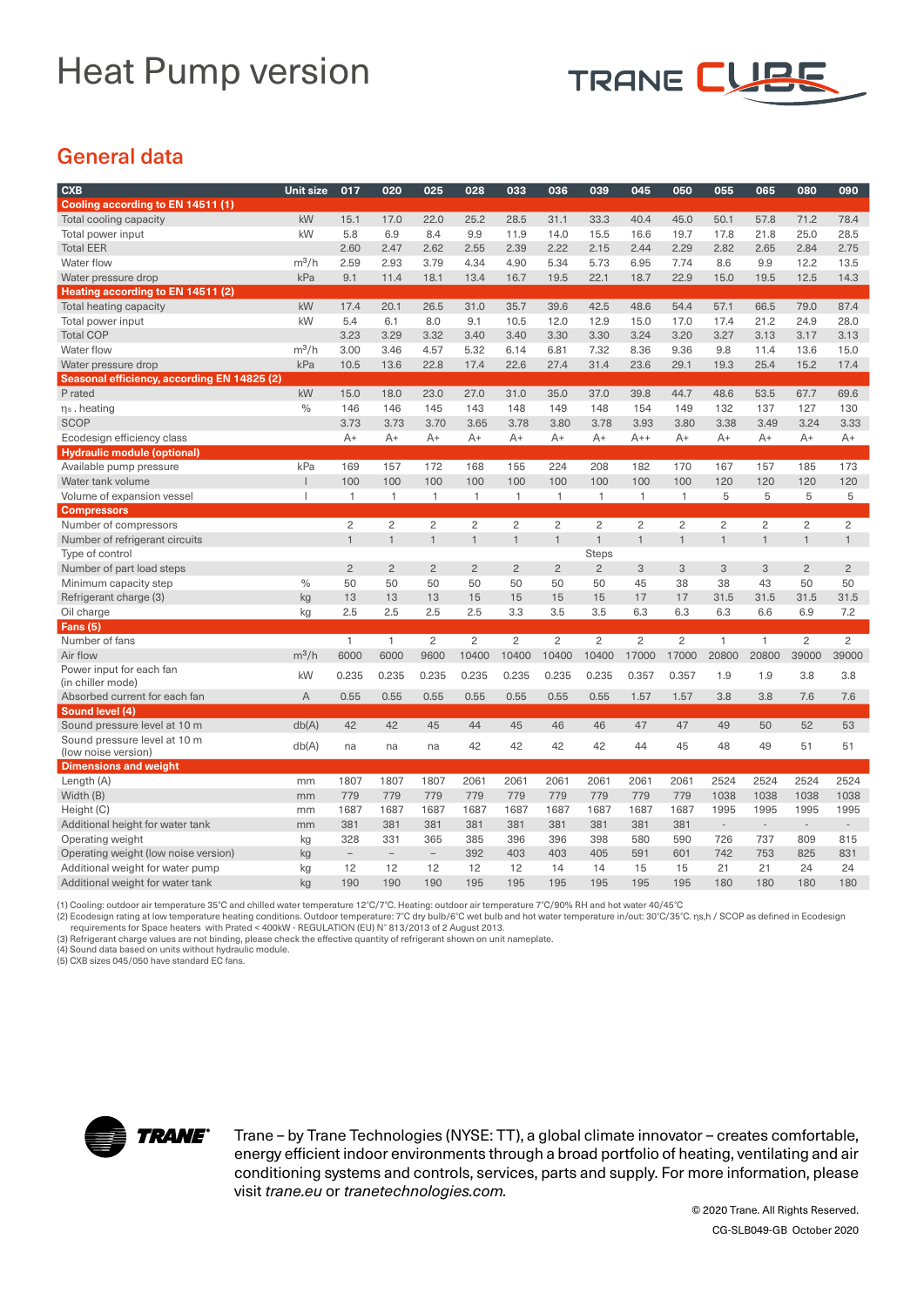# Heat Pump version

TRANE CUBE

## General data

| CXB | Unit size | 017 | 020 | 025 | 028 | 033 | 036 | 039 | 045 | 050 | 055 | 065 | 080 | 090 |
|---|---|---|---|---|---|---|---|---|---|---|---|---|---|---|
| **Cooling according to EN 14511 (1)** | | | | | | | | | | | | | | |
| Total cooling capacity | kW | 15.1 | 17.0 | 22.0 | 25.2 | 28.5 | 31.1 | 33.3 | 40.4 | 45.0 | 50.1 | 57.8 | 71.2 | 78.4 |
| Total power input | kW | 5.8 | 6.9 | 8.4 | 9.9 | 11.9 | 14.0 | 15.5 | 16.6 | 19.7 | 17.8 | 21.8 | 25.0 | 28.5 |
| Total EER | | 2.60 | 2.47 | 2.62 | 2.55 | 2.39 | 2.22 | 2.15 | 2.44 | 2.29 | 2.82 | 2.65 | 2.84 | 2.75 |
| Water flow | $m^3/h$ | 2.59 | 2.93 | 3.79 | 4.34 | 4.90 | 5.34 | 5.73 | 6.95 | 7.74 | 8.6 | 9.9 | 12.2 | 13.5 |
| Water pressure drop | kPa | 9.1 | 11.4 | 18.1 | 13.4 | 16.7 | 19.5 | 22.1 | 18.7 | 22.9 | 15.0 | 19.5 | 12.5 | 14.3 |
| **Heating according to EN 14511 (2)** | | | | | | | | | | | | | | |
| Total heating capacity | kW | 17.4 | 20.1 | 26.5 | 31.0 | 35.7 | 39.6 | 42.5 | 48.6 | 54.4 | 57.1 | 66.5 | 79.0 | 87.4 |
| Total power input | kW | 5.4 | 6.1 | 8.0 | 9.1 | 10.5 | 12.0 | 12.9 | 15.0 | 17.0 | 17.4 | 21.2 | 24.9 | 28.0 |
| Total COP | | 3.23 | 3.29 | 3.32 | 3.40 | 3.40 | 3.30 | 3.30 | 3.24 | 3.20 | 3.27 | 3.13 | 3.17 | 3.13 |
| Water flow | $m^3/h$ | 3.00 | 3.46 | 4.57 | 5.32 | 6.14 | 6.81 | 7.32 | 8.36 | 9.36 | 9.8 | 11.4 | 13.6 | 15.0 |
| Water pressure drop | kPa | 10.5 | 13.6 | 22.8 | 17.4 | 22.6 | 27.4 | 31.4 | 23.6 | 29.1 | 19.3 | 25.4 | 15.2 | 17.4 |
| **Seasonal efficiency, according EN 14825 (2)** | | | | | | | | | | | | | | |
| P rated | kW | 15.0 | 18.0 | 23.0 | 27.0 | 31.0 | 35.0 | 37.0 | 39.8 | 44.7 | 48.6 | 53.5 | 67.7 | 69.6 |
| $\eta_s$ . heating | % | 146 | 146 | 145 | 143 | 148 | 149 | 148 | 154 | 149 | 132 | 137 | 127 | 130 |
| SCOP | | 3.73 | 3.73 | 3.70 | 3.65 | 3.78 | 3.80 | 3.78 | 3.93 | 3.80 | 3.38 | 3.49 | 3.24 | 3.33 |
| Ecodesign efficiency class | | A+ | A+ | A+ | A+ | A+ | A+ | A+ | A++ | A+ | A+ | A+ | A+ | A+ |
| **Hydraulic module (optional)** | | | | | | | | | | | | | | |
| Available pump pressure | kPa | 169 | 157 | 172 | 168 | 155 | 224 | 208 | 182 | 170 | 167 | 157 | 185 | 173 |
| Water tank volume | l | 100 | 100 | 100 | 100 | 100 | 100 | 100 | 100 | 100 | 120 | 120 | 120 | 120 |
| Volume of expansion vessel | l | 1 | 1 | 1 | 1 | 1 | 1 | 1 | 1 | 1 | 5 | 5 | 5 | 5 |
| **Compressors** | | | | | | | | | | | | | | |
| Number of compressors | | 2 | 2 | 2 | 2 | 2 | 2 | 2 | 2 | 2 | 2 | 2 | 2 | 2 |
| Number of refrigerant circuits | | 1 | 1 | 1 | 1 | 1 | 1 | 1 | 1 | 1 | 1 | 1 | 1 | 1 |
| Type of control | | | | | | | | Steps | | | | | | |
| Number of part load steps | | 2 | 2 | 2 | 2 | 2 | 2 | 2 | 3 | 3 | 3 | 3 | 2 | 2 |
| Minimum capacity step | % | 50 | 50 | 50 | 50 | 50 | 50 | 50 | 45 | 38 | 38 | 43 | 50 | 50 |
| Refrigerant charge (3) | kg | 13 | 13 | 13 | 15 | 15 | 15 | 15 | 17 | 17 | 31.5 | 31.5 | 31.5 | 31.5 |
| Oil charge | kg | 2.5 | 2.5 | 2.5 | 2.5 | 3.3 | 3.5 | 3.5 | 6.3 | 6.3 | 6.3 | 6.6 | 6.9 | 7.2 |
| **Fans (5)** | | | | | | | | | | | | | | |
| Number of fans | | 1 | 1 | 2 | 2 | 2 | 2 | 2 | 2 | 2 | 1 | 1 | 2 | 2 |
| Air flow | $m^3/h$ | 6000 | 6000 | 9600 | 10400 | 10400 | 10400 | 10400 | 17000 | 17000 | 20800 | 20800 | 39000 | 39000 |
| Power input for each fan (in chiller mode) | kW | 0.235 | 0.235 | 0.235 | 0.235 | 0.235 | 0.235 | 0.235 | 0.357 | 0.357 | 1.9 | 1.9 | 3.8 | 3.8 |
| Absorbed current for each fan | A | 0.55 | 0.55 | 0.55 | 0.55 | 0.55 | 0.55 | 0.55 | 1.57 | 1.57 | 3.8 | 3.8 | 7.6 | 7.6 |
| **Sound level (4)** | | | | | | | | | | | | | | |
| Sound pressure level at 10 m | db(A) | 42 | 42 | 45 | 44 | 45 | 46 | 46 | 47 | 47 | 49 | 50 | 52 | 53 |
| Sound pressure level at 10 m (low noise version) | db(A) | na | na | na | 42 | 42 | 42 | 42 | 44 | 45 | 48 | 49 | 51 | 51 |
| **Dimensions and weight** | | | | | | | | | | | | | | |
| Length (A) | mm | 1807 | 1807 | 1807 | 2061 | 2061 | 2061 | 2061 | 2061 | 2061 | 2524 | 2524 | 2524 | 2524 |
| Width (B) | mm | 779 | 779 | 779 | 779 | 779 | 779 | 779 | 779 | 779 | 1038 | 1038 | 1038 | 1038 |
| Height (C) | mm | 1687 | 1687 | 1687 | 1687 | 1687 | 1687 | 1687 | 1687 | 1687 | 1995 | 1995 | 1995 | 1995 |
| Additional height for water tank | mm | 381 | 381 | 381 | 381 | 381 | 381 | 381 | 381 | 381 | - | - | - | - |
| Operating weight | kg | 328 | 331 | 365 | 385 | 396 | 396 | 398 | 580 | 590 | 726 | 737 | 809 | 815 |
| Operating weight (low noise version) | kg | – | – | – | 392 | 403 | 403 | 405 | 591 | 601 | 742 | 753 | 825 | 831 |
| Additional weight for water pump | kg | 12 | 12 | 12 | 12 | 12 | 14 | 14 | 15 | 15 | 21 | 21 | 24 | 24 |
| Additional weight for water tank | kg | 190 | 190 | 190 | 195 | 195 | 195 | 195 | 195 | 195 | 180 | 180 | 180 | 180 |

(1) Cooling: outdoor air temperature 35°C and chilled water temperature 12°C/7°C. Heating: outdoor air temperature 7°C/90% RH and hot water 40/45°C
(2) Ecodesign rating at low temperature heating conditions. Outdoor temperature: 7°C dry bulb/6°C wet bulb and hot water temperature in/out: 30°C/35°C. $\eta_{s,h}$ / SCOP as defined in Ecodesign requirements for Space heaters with Prated < 400kW - REGULATION (EU) N° 813/2013 of 2 August 2013.
(3) Refrigerant charge values are not binding, please check the effective quantity of refrigerant shown on unit nameplate.
(4) Sound data based on units without hydraulic module.
(5) CXB sizes 045/050 have standard EC fans.

TRANE

Trane – by Trane Technologies (NYSE: TT), a global climate innovator – creates comfortable, energy efficient indoor environments through a broad portfolio of heating, ventilating and air conditioning systems and controls, services, parts and supply. For more information, please visit *trane.eu* or *tranetechnologies.com*.

© 2020 Trane. All Rights Reserved.

CG-SLB049-GB October 2020